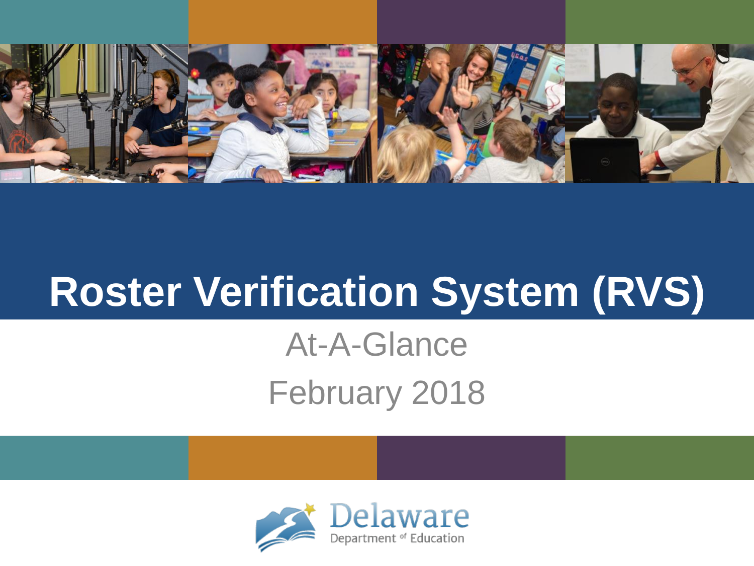# Roster Verification System (RVS)

At-A-Glance

February 2018

Delaware Department of Education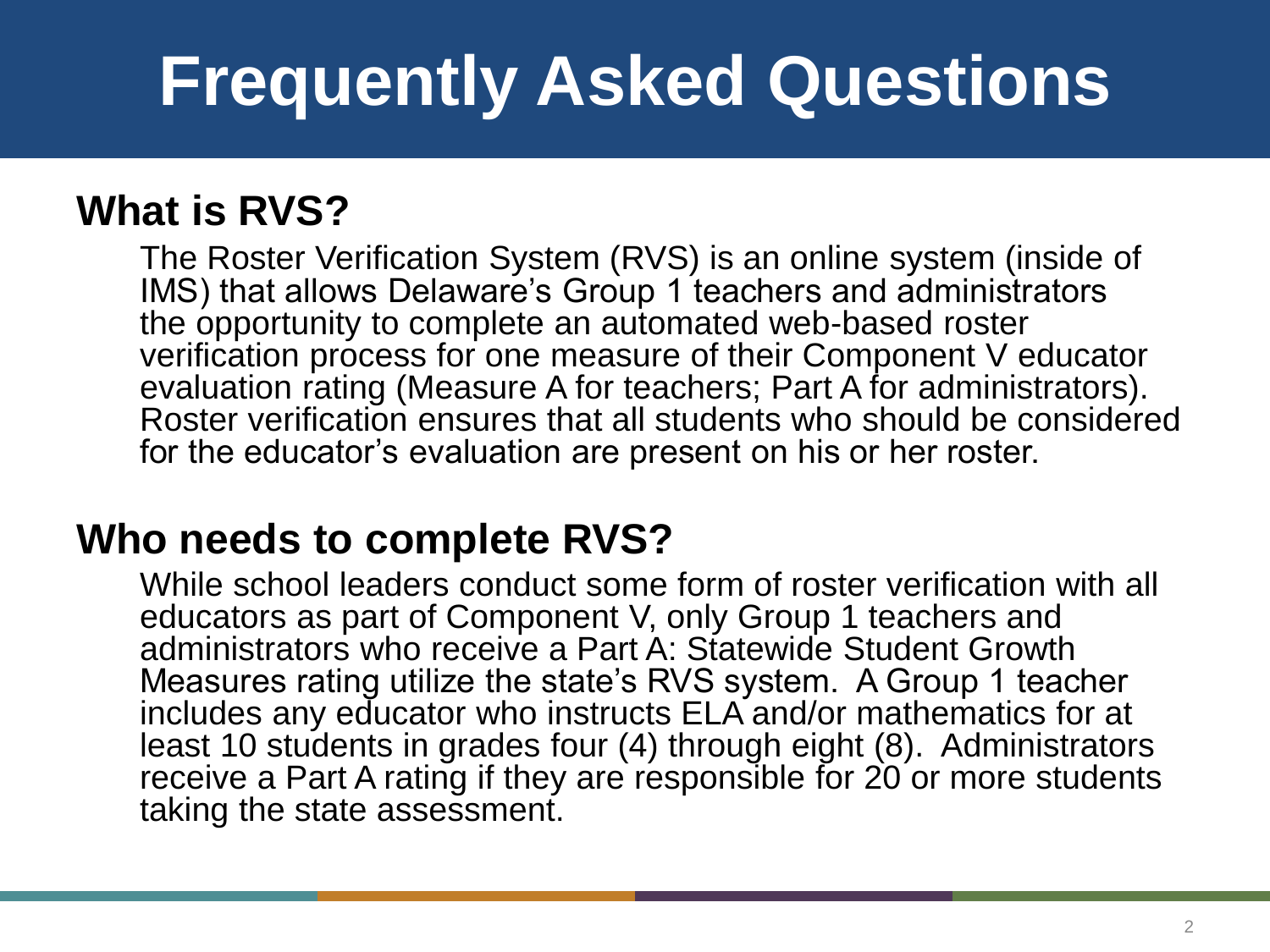# Frequently Asked Questions

## What is RVS?

The Roster Verification System (RVS) is an online system (inside of IMS) that allows Delaware's Group 1 teachers and administrators the opportunity to complete an automated web-based roster verification process for one measure of their Component V educator evaluation rating (Measure A for teachers; Part A for administrators). Roster verification ensures that all students who should be considered for the educator's evaluation are present on his or her roster.

## Who needs to complete RVS?

While school leaders conduct some form of roster verification with all educators as part of Component V, only Group 1 teachers and administrators who receive a Part A: Statewide Student Growth Measures rating utilize the state's RVS system. A Group 1 teacher includes any educator who instructs ELA and/or mathematics for at least 10 students in grades four (4) through eight (8). Administrators receive a Part A rating if they are responsible for 20 or more students taking the state assessment.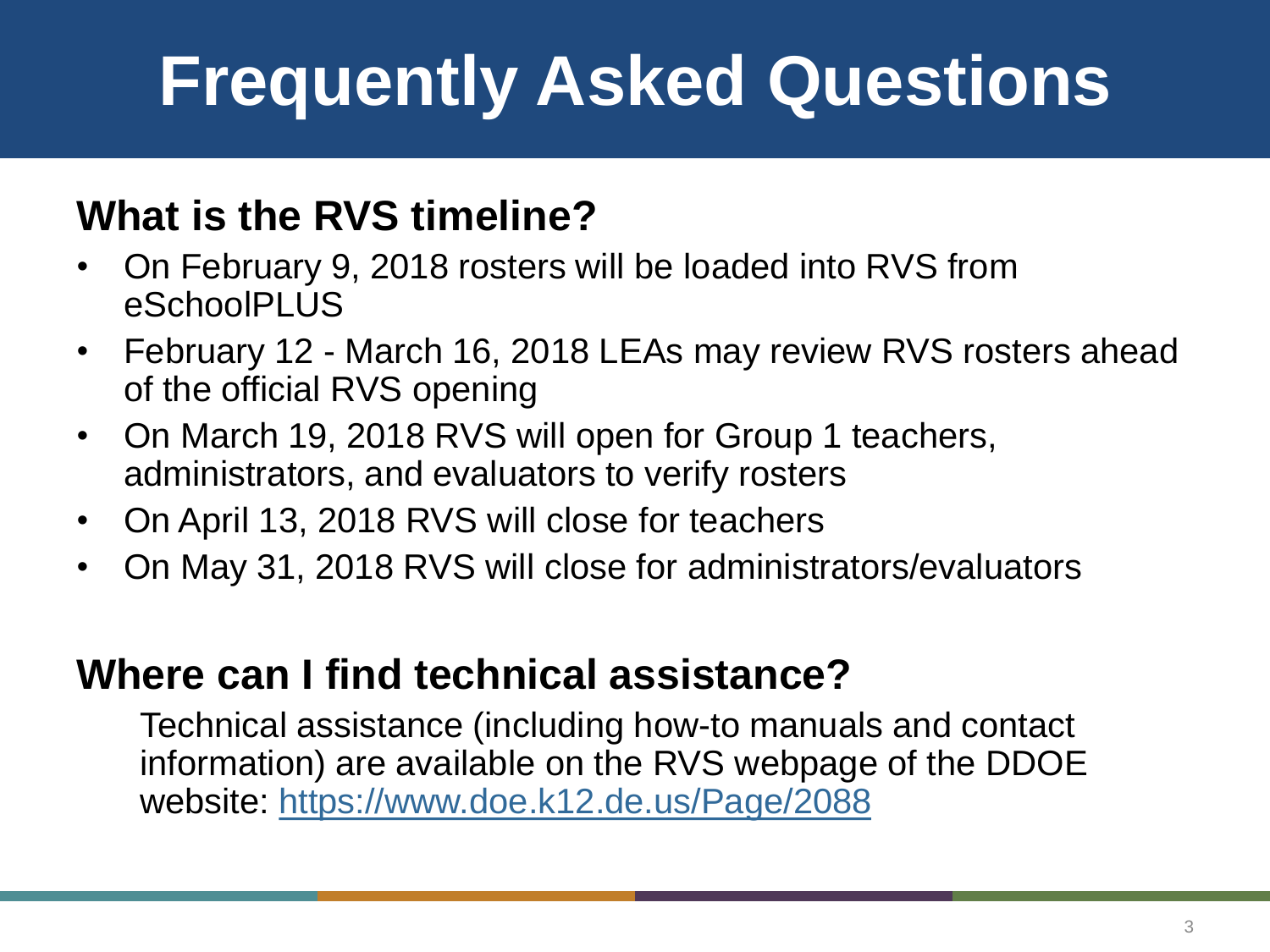# Frequently Asked Questions

## What is the RVS timeline?

- On February 9, 2018 rosters will be loaded into RVS from eSchoolPLUS
- February 12 - March 16, 2018 LEAs may review RVS rosters ahead of the official RVS opening
- On March 19, 2018 RVS will open for Group 1 teachers, administrators, and evaluators to verify rosters
- On April 13, 2018 RVS will close for teachers
- On May 31, 2018 RVS will close for administrators/evaluators

## Where can I find technical assistance?

Technical assistance (including how-to manuals and contact information) are available on the RVS webpage of the DDOE website: [https://www.doe.k12.de.us/Page/2088](https://www.doe.k12.de.us/Page/2088)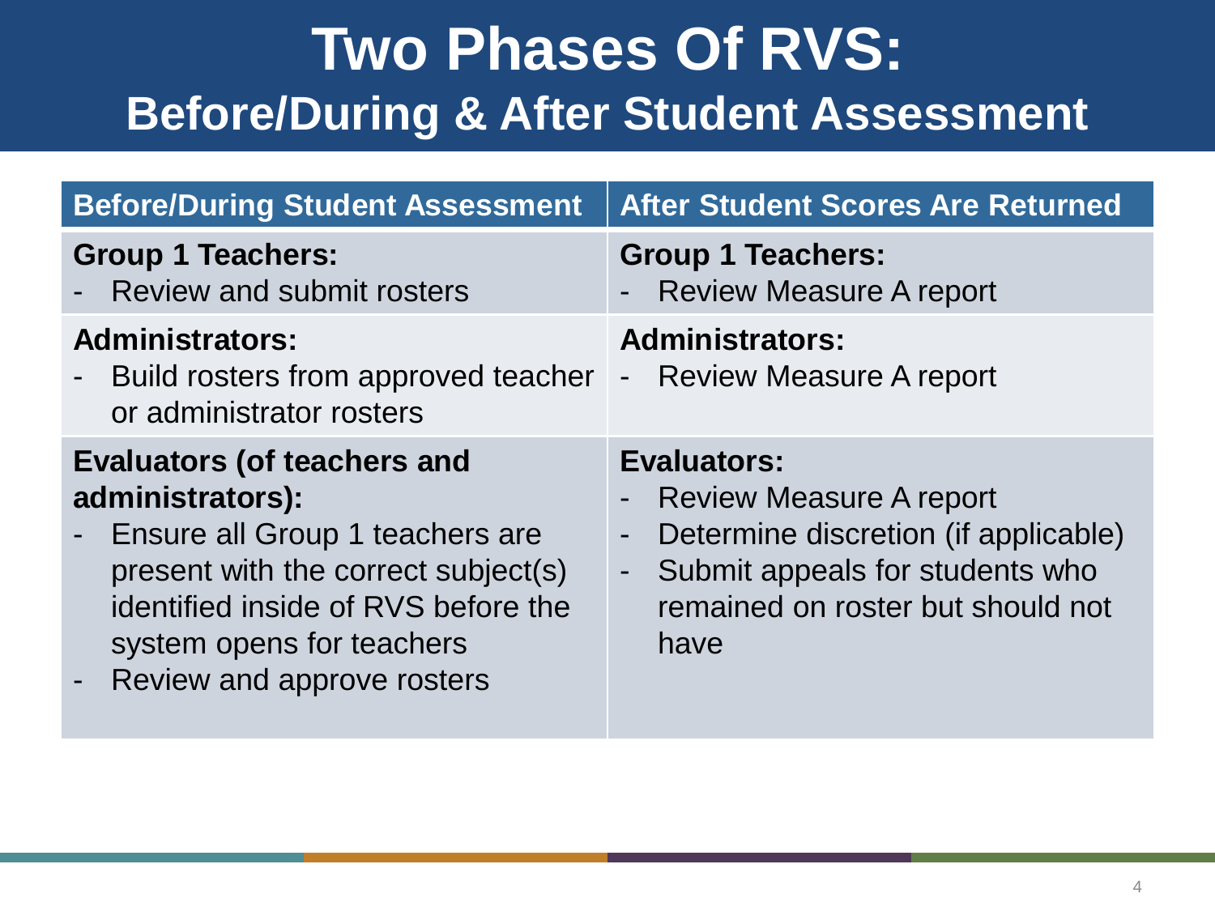# Two Phases Of RVS:
## Before/During & After Student Assessment

| Before/During Student Assessment | After Student Scores Are Returned |
|---|---|
| **Group 1 Teachers:**<br>- Review and submit rosters | **Group 1 Teachers:**<br>- Review Measure A report |
| **Administrators:**<br>- Build rosters from approved teacher or administrator rosters | **Administrators:**<br>- Review Measure A report |
| **Evaluators (of teachers and administrators):**<br>- Ensure all Group 1 teachers are present with the correct subject(s) identified inside of RVS before the system opens for teachers<br>- Review and approve rosters | **Evaluators:**<br>- Review Measure A report<br>- Determine discretion (if applicable)<br>- Submit appeals for students who remained on roster but should not have |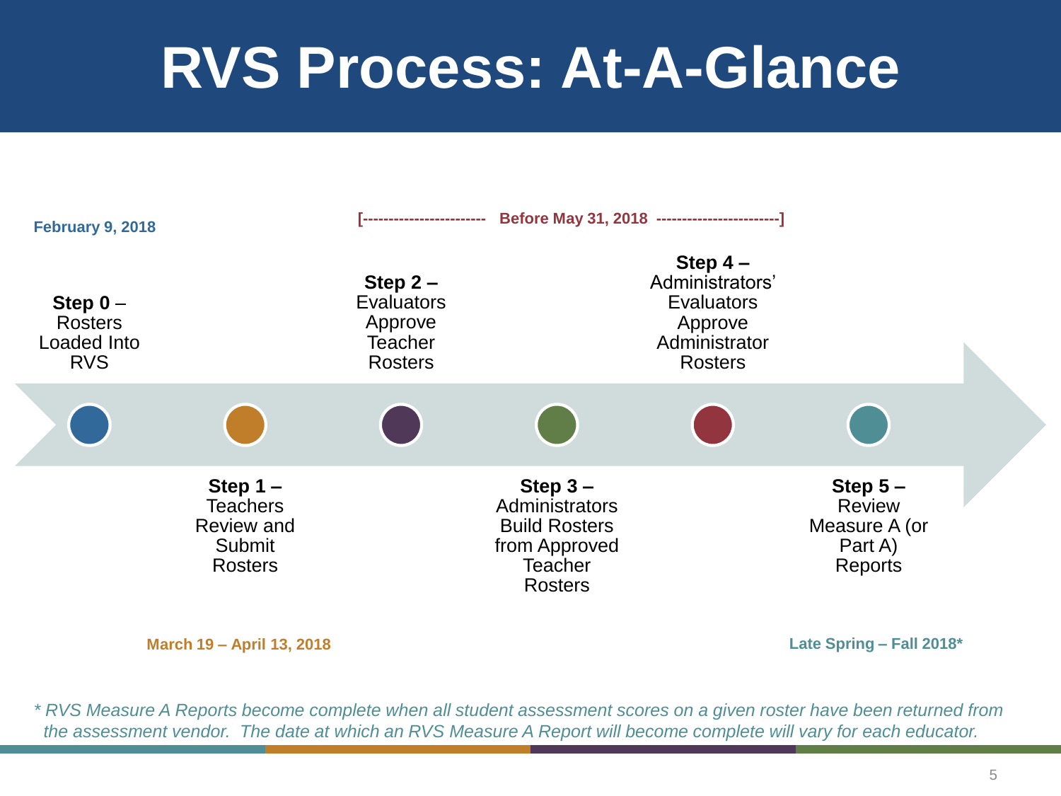# RVS Process: At-A-Glance

**February 9, 2018**

**Step 0** – Rosters Loaded Into RVS

**March 19 – April 13, 2018**

**Step 1 –** Teachers Review and Submit Rosters

[------------------------ **Before May 31, 2018** ------------------------]

**Step 2 –** Evaluators Approve Teacher Rosters

**Step 3 –** Administrators Build Rosters from Approved Teacher Rosters

**Step 4 –** Administrators' Evaluators Approve Administrator Rosters

**Late Spring – Fall 2018***

**Step 5 –** Review Measure A (or Part A) Reports

*\* RVS Measure A Reports become complete when all student assessment scores on a given roster have been returned from the assessment vendor. The date at which an RVS Measure A Report will become complete will vary for each educator.*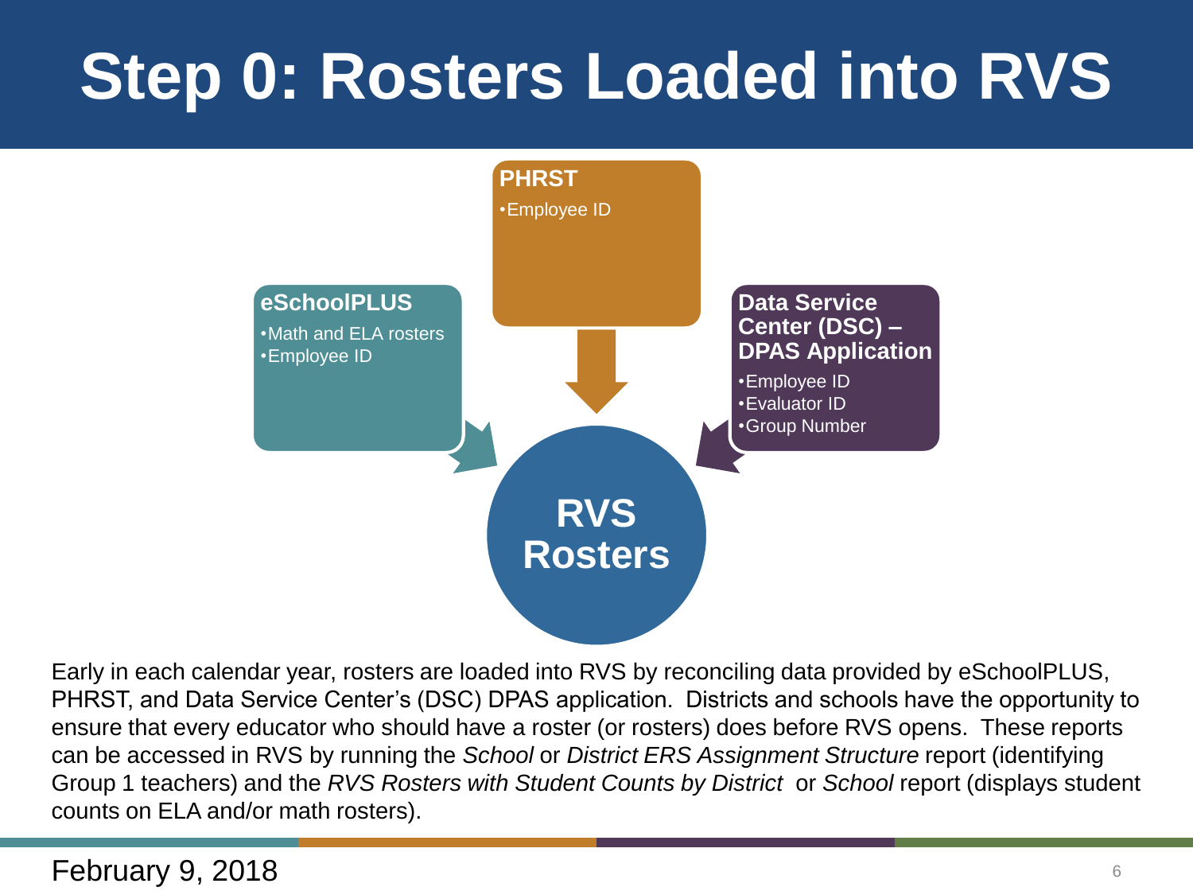# Step 0: Rosters Loaded into RVS

**PHRST**
- Employee ID

**eSchoolPLUS**
- Math and ELA rosters
- Employee ID

**Data Service Center (DSC) – DPAS Application**
- Employee ID
- Evaluator ID
- Group Number

**RVS Rosters**

Early in each calendar year, rosters are loaded into RVS by reconciling data provided by eSchoolPLUS, PHRST, and Data Service Center's (DSC) DPAS application. Districts and schools have the opportunity to ensure that every educator who should have a roster (or rosters) does before RVS opens. These reports can be accessed in RVS by running the *School* or *District ERS Assignment Structure* report (identifying Group 1 teachers) and the *RVS Rosters with Student Counts by District* or *School* report (displays student counts on ELA and/or math rosters).

February 9, 2018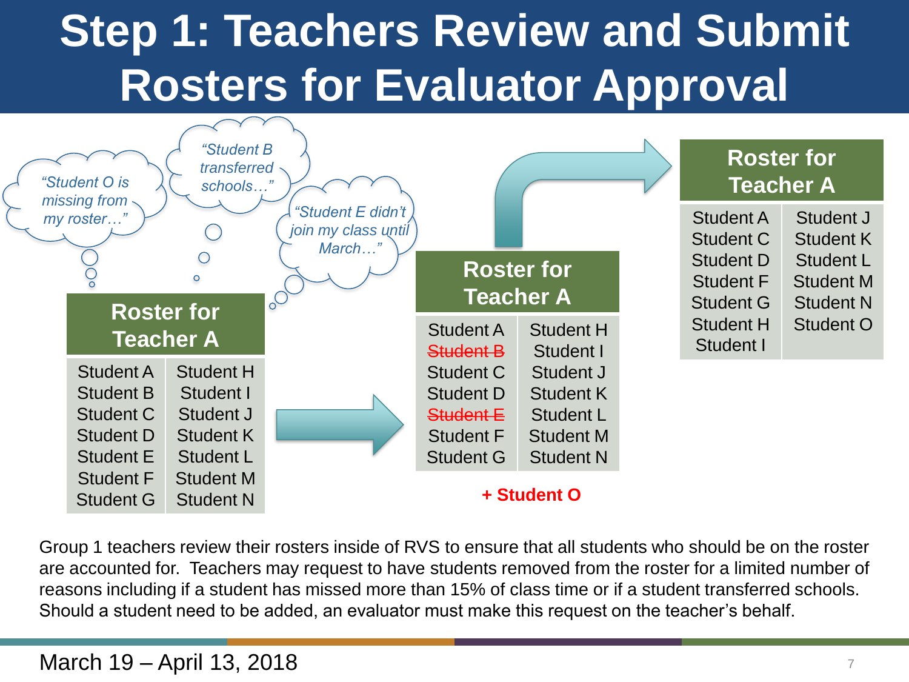# Step 1: Teachers Review and Submit Rosters for Evaluator Approval

*"Student O is missing from my roster…"*

*"Student B transferred schools…"*

*"Student E didn't join my class until March…"*

| Roster for Teacher A | |
|---|---|
| Student A | Student H |
| Student B | Student I |
| Student C | Student J |
| Student D | Student K |
| Student E | Student L |
| Student F | Student M |
| Student G | Student N |

| Roster for Teacher A | |
|---|---|
| Student A | Student H |
| ~~Student B~~ | Student I |
| Student C | Student J |
| Student D | Student K |
| ~~Student E~~ | Student L |
| Student F | Student M |
| Student G | Student N |

**+ Student O**

| Roster for Teacher A | |
|---|---|
| Student A | Student J |
| Student C | Student K |
| Student D | Student L |
| Student F | Student M |
| Student G | Student N |
| Student H | Student O |
| Student I | |

Group 1 teachers review their rosters inside of RVS to ensure that all students who should be on the roster are accounted for. Teachers may request to have students removed from the roster for a limited number of reasons including if a student has missed more than 15% of class time or if a student transferred schools. Should a student need to be added, an evaluator must make this request on the teacher's behalf.

March 19 – April 13, 2018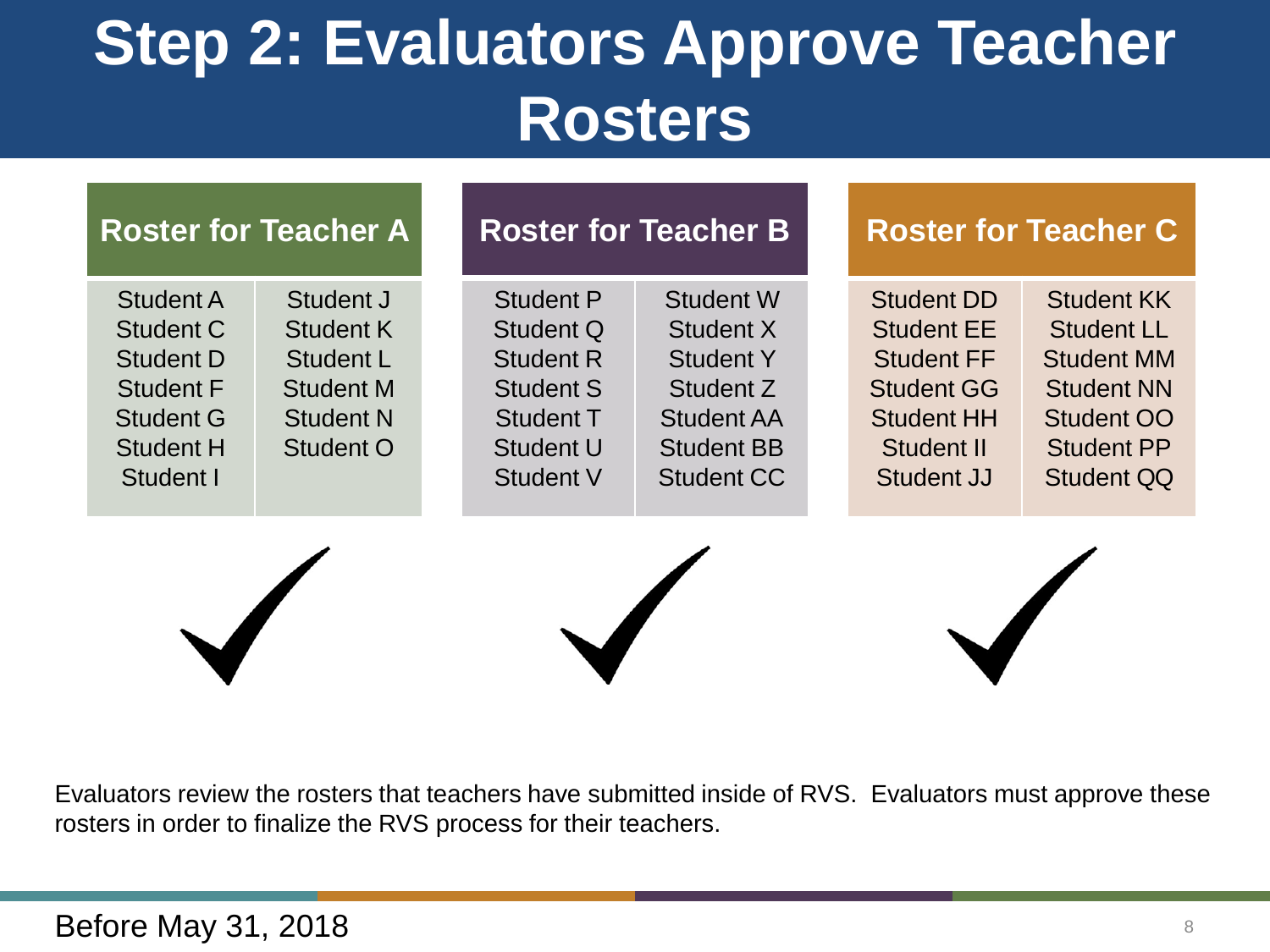# Step 2: Evaluators Approve Teacher Rosters

| Roster for Teacher A | |
|---|---|
| Student A | Student J |
| Student C | Student K |
| Student D | Student L |
| Student F | Student M |
| Student G | Student N |
| Student H | Student O |
| Student I | |

| Roster for Teacher B | |
|---|---|
| Student P | Student W |
| Student Q | Student X |
| Student R | Student Y |
| Student S | Student Z |
| Student T | Student AA |
| Student U | Student BB |
| Student V | Student CC |

| Roster for Teacher C | |
|---|---|
| Student DD | Student KK |
| Student EE | Student LL |
| Student FF | Student MM |
| Student GG | Student NN |
| Student HH | Student OO |
| Student II | Student PP |
| Student JJ | Student QQ |

✓ ✓ ✓

Evaluators review the rosters that teachers have submitted inside of RVS. Evaluators must approve these rosters in order to finalize the RVS process for their teachers.

Before May 31, 2018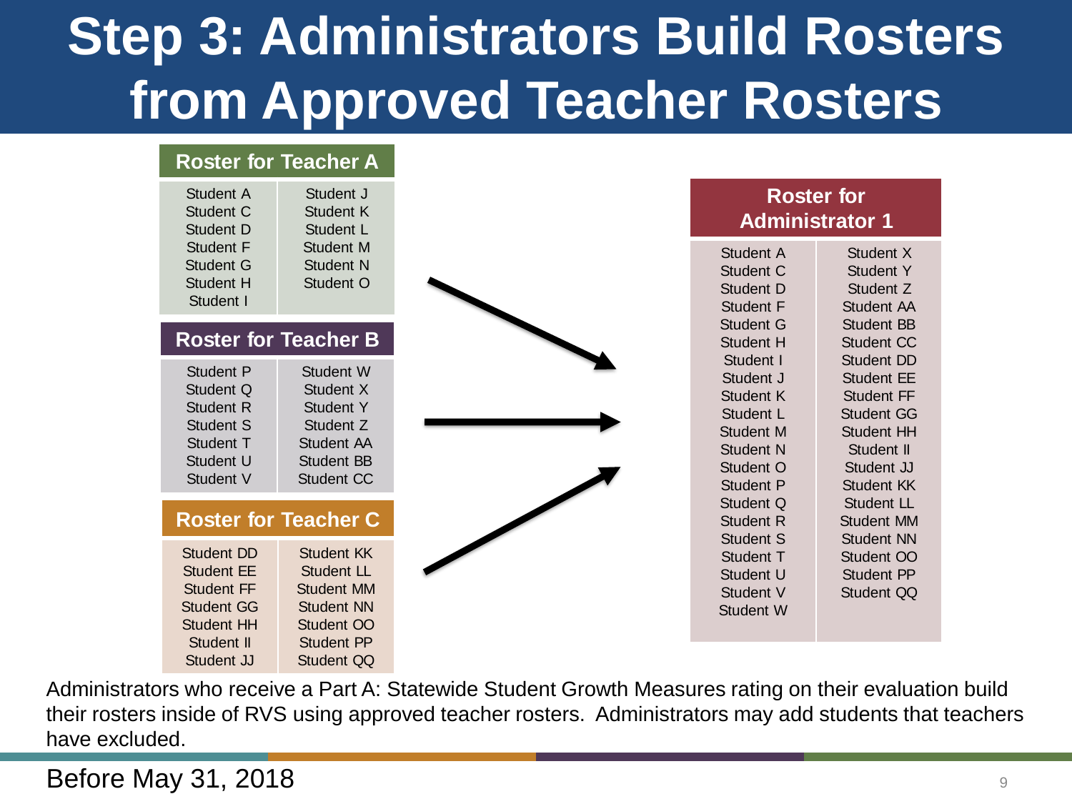# Step 3: Administrators Build Rosters from Approved Teacher Rosters

| Roster for Teacher A | |
|---|---|
| Student A | Student J |
| Student C | Student K |
| Student D | Student L |
| Student F | Student M |
| Student G | Student N |
| Student H | Student O |
| Student I | |

| Roster for Teacher B | |
|---|---|
| Student P | Student W |
| Student Q | Student X |
| Student R | Student Y |
| Student S | Student Z |
| Student T | Student AA |
| Student U | Student BB |
| Student V | Student CC |

| Roster for Teacher C | |
|---|---|
| Student DD | Student KK |
| Student EE | Student LL |
| Student FF | Student MM |
| Student GG | Student NN |
| Student HH | Student OO |
| Student II | Student PP |
| Student JJ | Student QQ |

| Roster for Administrator 1 | |
|---|---|
| Student A | Student X |
| Student C | Student Y |
| Student D | Student Z |
| Student F | Student AA |
| Student G | Student BB |
| Student H | Student CC |
| Student I | Student DD |
| Student J | Student EE |
| Student K | Student FF |
| Student L | Student GG |
| Student M | Student HH |
| Student N | Student II |
| Student O | Student JJ |
| Student P | Student KK |
| Student Q | Student LL |
| Student R | Student MM |
| Student S | Student NN |
| Student T | Student OO |
| Student U | Student PP |
| Student V | Student QQ |
| Student W | |

Administrators who receive a Part A: Statewide Student Growth Measures rating on their evaluation build their rosters inside of RVS using approved teacher rosters. Administrators may add students that teachers have excluded.

Before May 31, 2018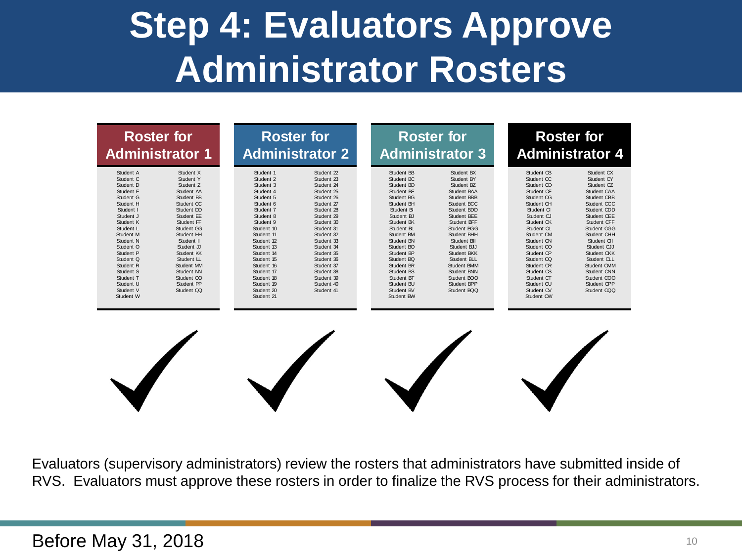# Step 4: Evaluators Approve Administrator Rosters

| Roster for Administrator 1 | | Roster for Administrator 2 | | Roster for Administrator 3 | | Roster for Administrator 4 | |
|---|---|---|---|---|---|---|---|
| Student A | Student X | Student 1 | Student 22 | Student BB | Student BX | Student CB | Student CX |
| Student C | Student Y | Student 2 | Student 23 | Student BC | Student BY | Student CC | Student CY |
| Student D | Student Z | Student 3 | Student 24 | Student BD | Student BZ | Student CD | Student CZ |
| Student F | Student AA | Student 4 | Student 25 | Student BF | Student BAA | Student CF | Student CAA |
| Student G | Student BB | Student 5 | Student 26 | Student BG | Student BBB | Student CG | Student CBB |
| Student H | Student CC | Student 6 | Student 27 | Student BH | Student BCC | Student CH | Student CCC |
| Student I | Student DD | Student 7 | Student 28 | Student BI | Student BDD | Student CI | Student CDD |
| Student J | Student EE | Student 8 | Student 29 | Student BJ | Student BEE | Student CJ | Student CEE |
| Student K | Student FF | Student 9 | Student 30 | Student BK | Student BFF | Student CK | Student CFF |
| Student L | Student GG | Student 10 | Student 31 | Student BL | Student BGG | Student CL | Student CGG |
| Student M | Student HH | Student 11 | Student 32 | Student BM | Student BHH | Student CM | Student CHH |
| Student N | Student II | Student 12 | Student 33 | Student BN | Student BII | Student CN | Student CII |
| Student O | Student JJ | Student 13 | Student 34 | Student BO | Student BJJ | Student CO | Student CJJ |
| Student P | Student KK | Student 14 | Student 35 | Student BP | Student BKK | Student CP | Student CKK |
| Student Q | Student LL | Student 15 | Student 36 | Student BQ | Student BLL | Student CQ | Student CLL |
| Student R | Student MM | Student 16 | Student 37 | Student BR | Student BMM | Student CR | Student CMM |
| Student S | Student NN | Student 17 | Student 38 | Student BS | Student BNN | Student CS | Student CNN |
| Student T | Student OO | Student 18 | Student 39 | Student BT | Student BOO | Student CT | Student COO |
| Student U | Student PP | Student 19 | Student 40 | Student BU | Student BPP | Student CU | Student CPP |
| Student V | Student QQ | Student 20 | Student 41 | Student BV | Student BQQ | Student CV | Student CQQ |
| Student W | | Student 21 | | Student BW | | Student CW | |

✓ ✓ ✓ ✓

Evaluators (supervisory administrators) review the rosters that administrators have submitted inside of RVS. Evaluators must approve these rosters in order to finalize the RVS process for their administrators.

Before May 31, 2018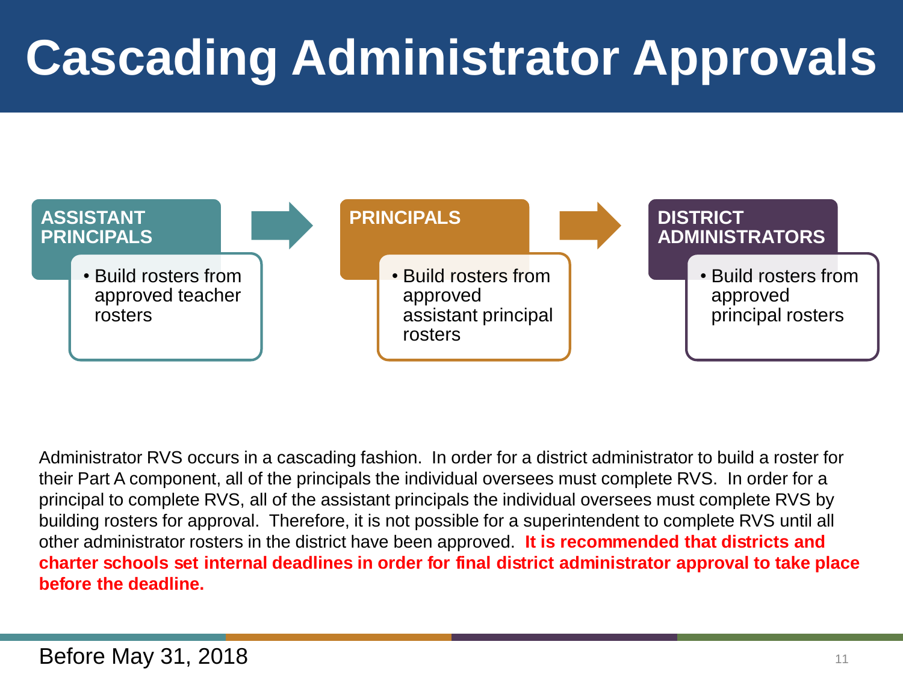# Cascading Administrator Approvals

**ASSISTANT PRINCIPALS**

- Build rosters from approved teacher rosters

→

**PRINCIPALS**

- Build rosters from approved assistant principal rosters

→

**DISTRICT ADMINISTRATORS**

- Build rosters from approved principal rosters

Administrator RVS occurs in a cascading fashion. In order for a district administrator to build a roster for their Part A component, all of the principals the individual oversees must complete RVS. In order for a principal to complete RVS, all of the assistant principals the individual oversees must complete RVS by building rosters for approval. Therefore, it is not possible for a superintendent to complete RVS until all other administrator rosters in the district have been approved. **It is recommended that districts and charter schools set internal deadlines in order for final district administrator approval to take place before the deadline.**

Before May 31, 2018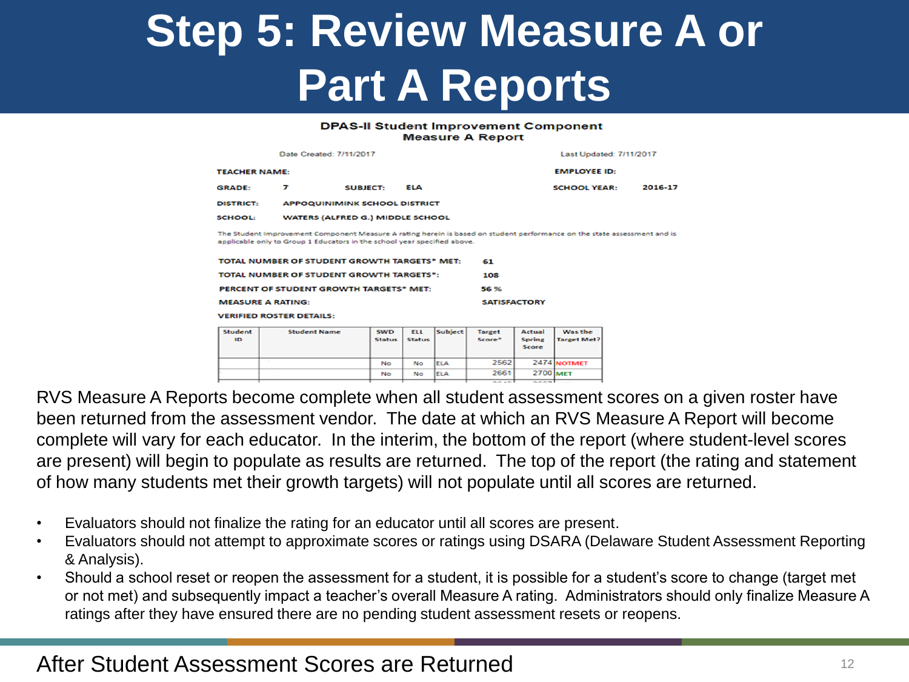# Step 5: Review Measure A or Part A Reports

**DPAS-II Student Improvement Component**
**Measure A Report**

Date Created: 7/11/2017 — Last Updated: 7/11/2017

**TEACHER NAME:** — **EMPLOYEE ID:**

**GRADE:** 7 — **SUBJECT:** ELA — **SCHOOL YEAR:** 2016-17

**DISTRICT:** APPOQUINIMINK SCHOOL DISTRICT

**SCHOOL:** WATERS (ALFRED G.) MIDDLE SCHOOL

The Student Improvement Component Measure A rating herein is based on student performance on the state assessment and is applicable only to Group 1 Educators in the school year specified above.

| | |
|---|---|
| TOTAL NUMBER OF STUDENT GROWTH TARGETS* MET: | 61 |
| TOTAL NUMBER OF STUDENT GROWTH TARGETS*: | 108 |
| PERCENT OF STUDENT GROWTH TARGETS* MET: | 56 % |
| MEASURE A RATING: | SATISFACTORY |

**VERIFIED ROSTER DETAILS:**

| Student ID | Student Name | SWD Status | ELL Status | Subject | Target Score* | Actual Spring Score | Was the Target Met? |
|---|---|---|---|---|---|---|---|
| | | No | No | ELA | 2562 | 2474 | NOTMET |
| | | No | No | ELA | 2661 | 2700 | MET |

RVS Measure A Reports become complete when all student assessment scores on a given roster have been returned from the assessment vendor. The date at which an RVS Measure A Report will become complete will vary for each educator. In the interim, the bottom of the report (where student-level scores are present) will begin to populate as results are returned. The top of the report (the rating and statement of how many students met their growth targets) will not populate until all scores are returned.

- Evaluators should not finalize the rating for an educator until all scores are present.
- Evaluators should not attempt to approximate scores or ratings using DSARA (Delaware Student Assessment Reporting & Analysis).
- Should a school reset or reopen the assessment for a student, it is possible for a student's score to change (target met or not met) and subsequently impact a teacher's overall Measure A rating. Administrators should only finalize Measure A ratings after they have ensured there are no pending student assessment resets or reopens.

After Student Assessment Scores are Returned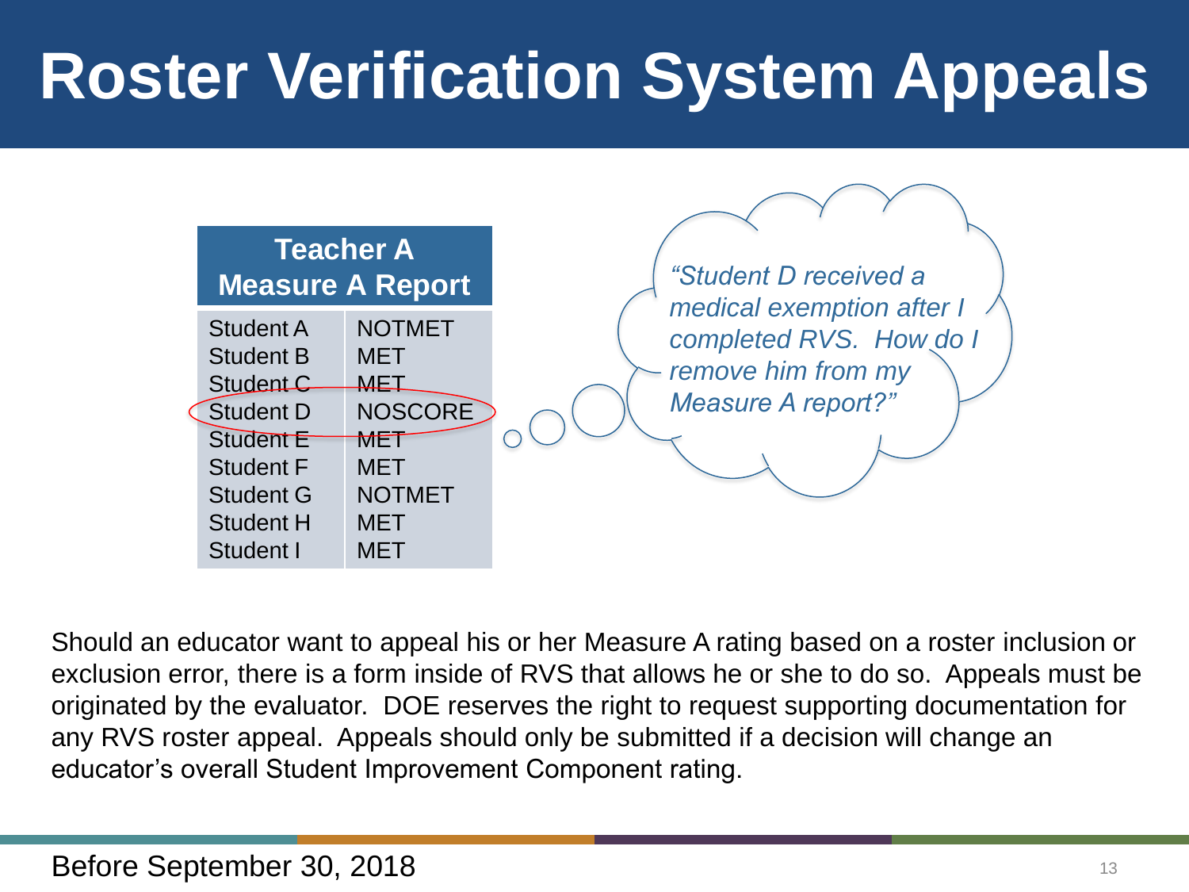# Roster Verification System Appeals

| Teacher A Measure A Report | |
|---|---|
| Student A | NOTMET |
| Student B | MET |
| Student C | MET |
| Student D | NOSCORE |
| Student E | MET |
| Student F | MET |
| Student G | NOTMET |
| Student H | MET |
| Student I | MET |

*"Student D received a medical exemption after I completed RVS. How do I remove him from my Measure A report?"*

Should an educator want to appeal his or her Measure A rating based on a roster inclusion or exclusion error, there is a form inside of RVS that allows he or she to do so. Appeals must be originated by the evaluator. DOE reserves the right to request supporting documentation for any RVS roster appeal. Appeals should only be submitted if a decision will change an educator's overall Student Improvement Component rating.

Before September 30, 2018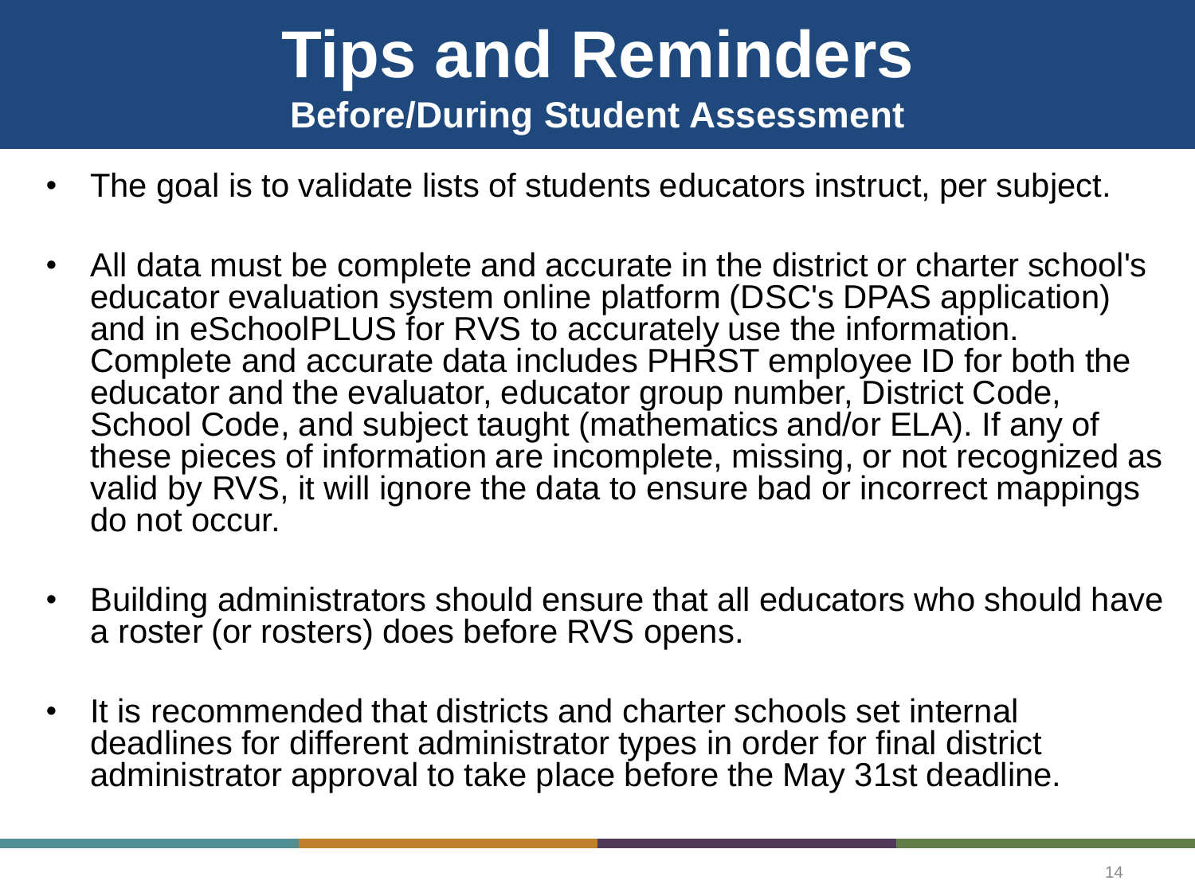# Tips and Reminders

## Before/During Student Assessment

- The goal is to validate lists of students educators instruct, per subject.
- All data must be complete and accurate in the district or charter school's educator evaluation system online platform (DSC's DPAS application) and in eSchoolPLUS for RVS to accurately use the information. Complete and accurate data includes PHRST employee ID for both the educator and the evaluator, educator group number, District Code, School Code, and subject taught (mathematics and/or ELA). If any of these pieces of information are incomplete, missing, or not recognized as valid by RVS, it will ignore the data to ensure bad or incorrect mappings do not occur.
- Building administrators should ensure that all educators who should have a roster (or rosters) does before RVS opens.
- It is recommended that districts and charter schools set internal deadlines for different administrator types in order for final district administrator approval to take place before the May 31st deadline.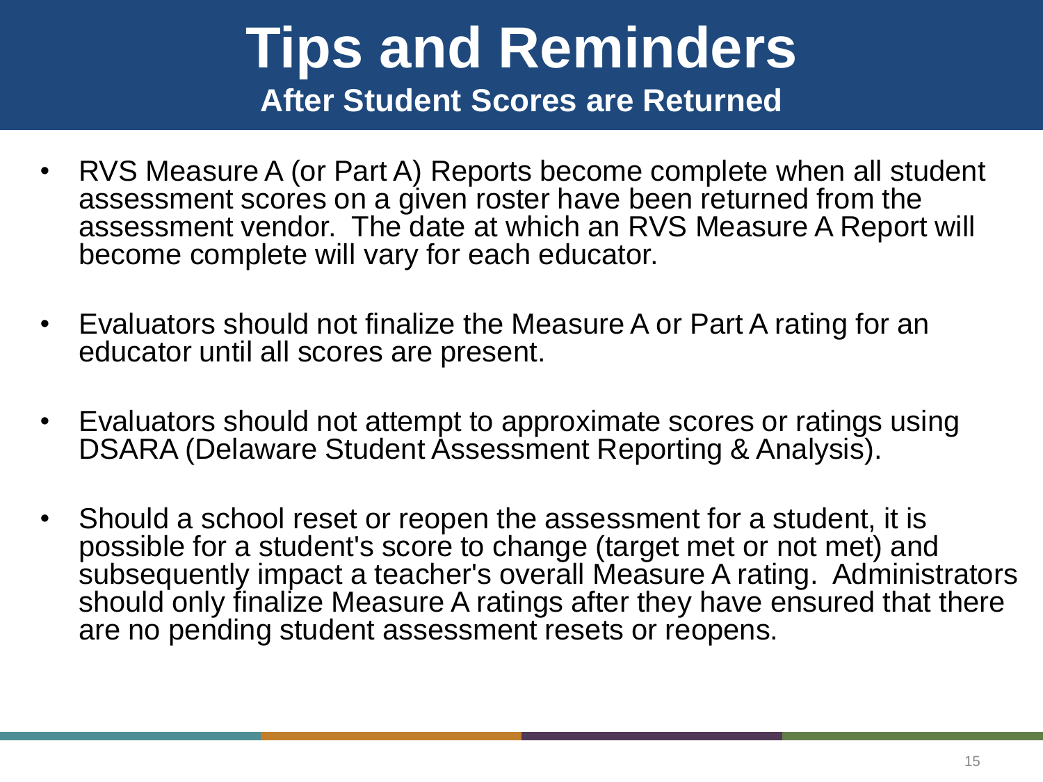# Tips and Reminders

## After Student Scores are Returned

- RVS Measure A (or Part A) Reports become complete when all student assessment scores on a given roster have been returned from the assessment vendor. The date at which an RVS Measure A Report will become complete will vary for each educator.
- Evaluators should not finalize the Measure A or Part A rating for an educator until all scores are present.
- Evaluators should not attempt to approximate scores or ratings using DSARA (Delaware Student Assessment Reporting & Analysis).
- Should a school reset or reopen the assessment for a student, it is possible for a student's score to change (target met or not met) and subsequently impact a teacher's overall Measure A rating. Administrators should only finalize Measure A ratings after they have ensured that there are no pending student assessment resets or reopens.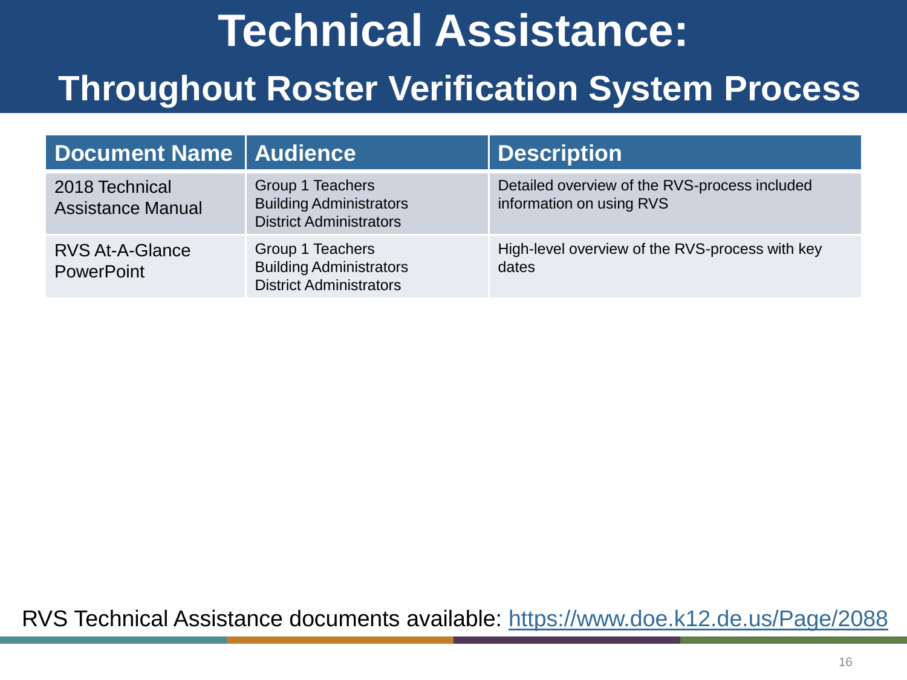# Technical Assistance:

## Throughout Roster Verification System Process

| Document Name | Audience | Description |
|---|---|---|
| 2018 Technical Assistance Manual | Group 1 Teachers<br>Building Administrators<br>District Administrators | Detailed overview of the RVS-process included information on using RVS |
| RVS At-A-Glance PowerPoint | Group 1 Teachers<br>Building Administrators<br>District Administrators | High-level overview of the RVS-process with key dates |

RVS Technical Assistance documents available: https://www.doe.k12.de.us/Page/2088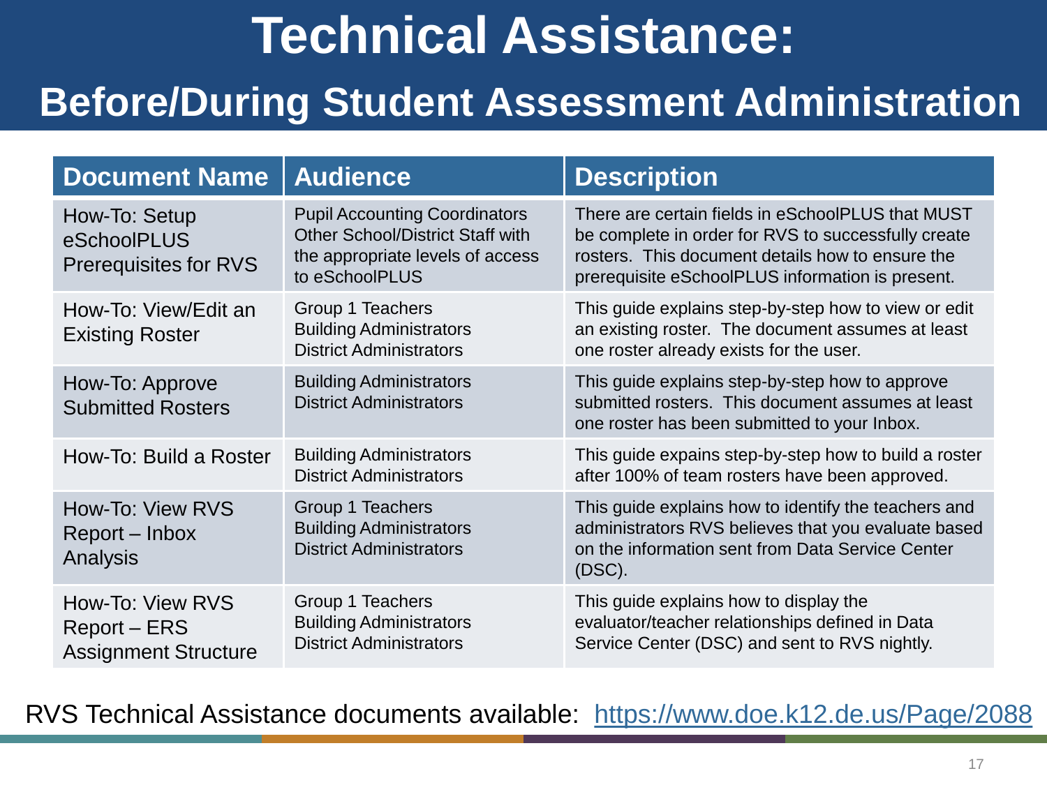# Technical Assistance:

## Before/During Student Assessment Administration

| Document Name | Audience | Description |
| --- | --- | --- |
| How-To: Setup eSchoolPLUS Prerequisites for RVS | Pupil Accounting Coordinators<br>Other School/District Staff with the appropriate levels of access to eSchoolPLUS | There are certain fields in eSchoolPLUS that MUST be complete in order for RVS to successfully create rosters. This document details how to ensure the prerequisite eSchoolPLUS information is present. |
| How-To: View/Edit an Existing Roster | Group 1 Teachers<br>Building Administrators<br>District Administrators | This guide explains step-by-step how to view or edit an existing roster. The document assumes at least one roster already exists for the user. |
| How-To: Approve Submitted Rosters | Building Administrators<br>District Administrators | This guide explains step-by-step how to approve submitted rosters. This document assumes at least one roster has been submitted to your Inbox. |
| How-To: Build a Roster | Building Administrators<br>District Administrators | This guide expains step-by-step how to build a roster after 100% of team rosters have been approved. |
| How-To: View RVS Report – Inbox Analysis | Group 1 Teachers<br>Building Administrators<br>District Administrators | This guide explains how to identify the teachers and administrators RVS believes that you evaluate based on the information sent from Data Service Center (DSC). |
| How-To: View RVS Report – ERS Assignment Structure | Group 1 Teachers<br>Building Administrators<br>District Administrators | This guide explains how to display the evaluator/teacher relationships defined in Data Service Center (DSC) and sent to RVS nightly. |

RVS Technical Assistance documents available: https://www.doe.k12.de.us/Page/2088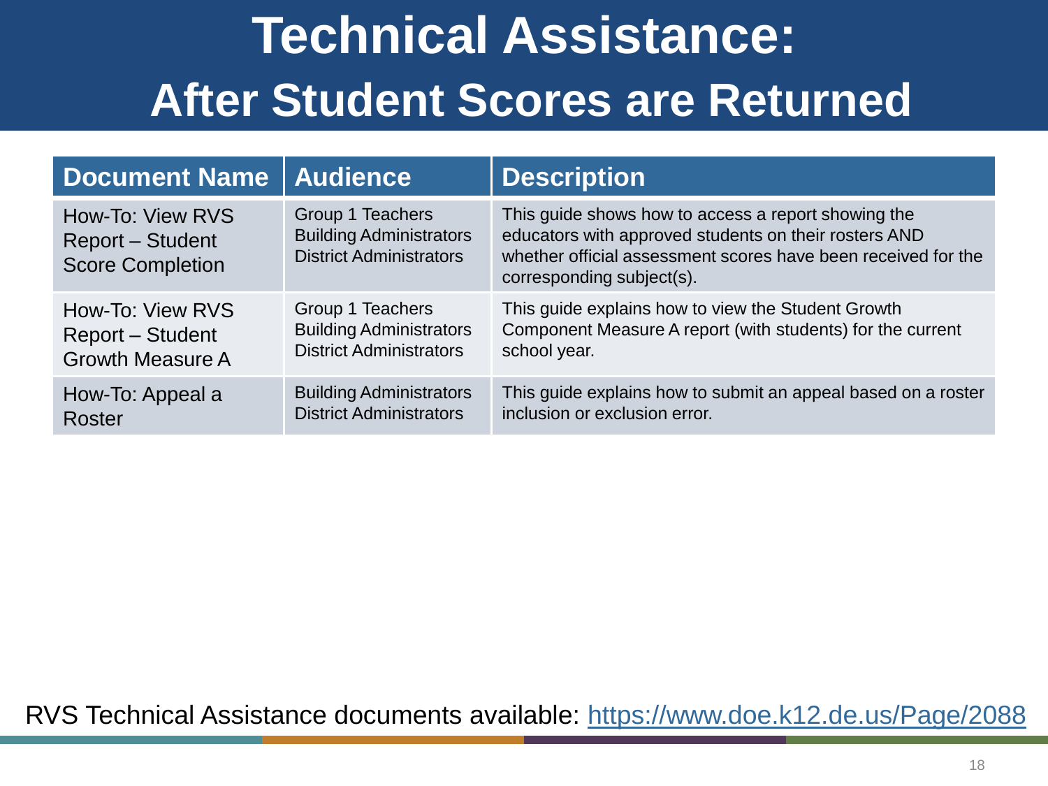# Technical Assistance: After Student Scores are Returned

| Document Name | Audience | Description |
|---|---|---|
| How-To: View RVS Report – Student Score Completion | Group 1 Teachers<br>Building Administrators<br>District Administrators | This guide shows how to access a report showing the educators with approved students on their rosters AND whether official assessment scores have been received for the corresponding subject(s). |
| How-To: View RVS Report – Student Growth Measure A | Group 1 Teachers<br>Building Administrators<br>District Administrators | This guide explains how to view the Student Growth Component Measure A report (with students) for the current school year. |
| How-To: Appeal a Roster | Building Administrators<br>District Administrators | This guide explains how to submit an appeal based on a roster inclusion or exclusion error. |

RVS Technical Assistance documents available: [https://www.doe.k12.de.us/Page/2088](https://www.doe.k12.de.us/Page/2088)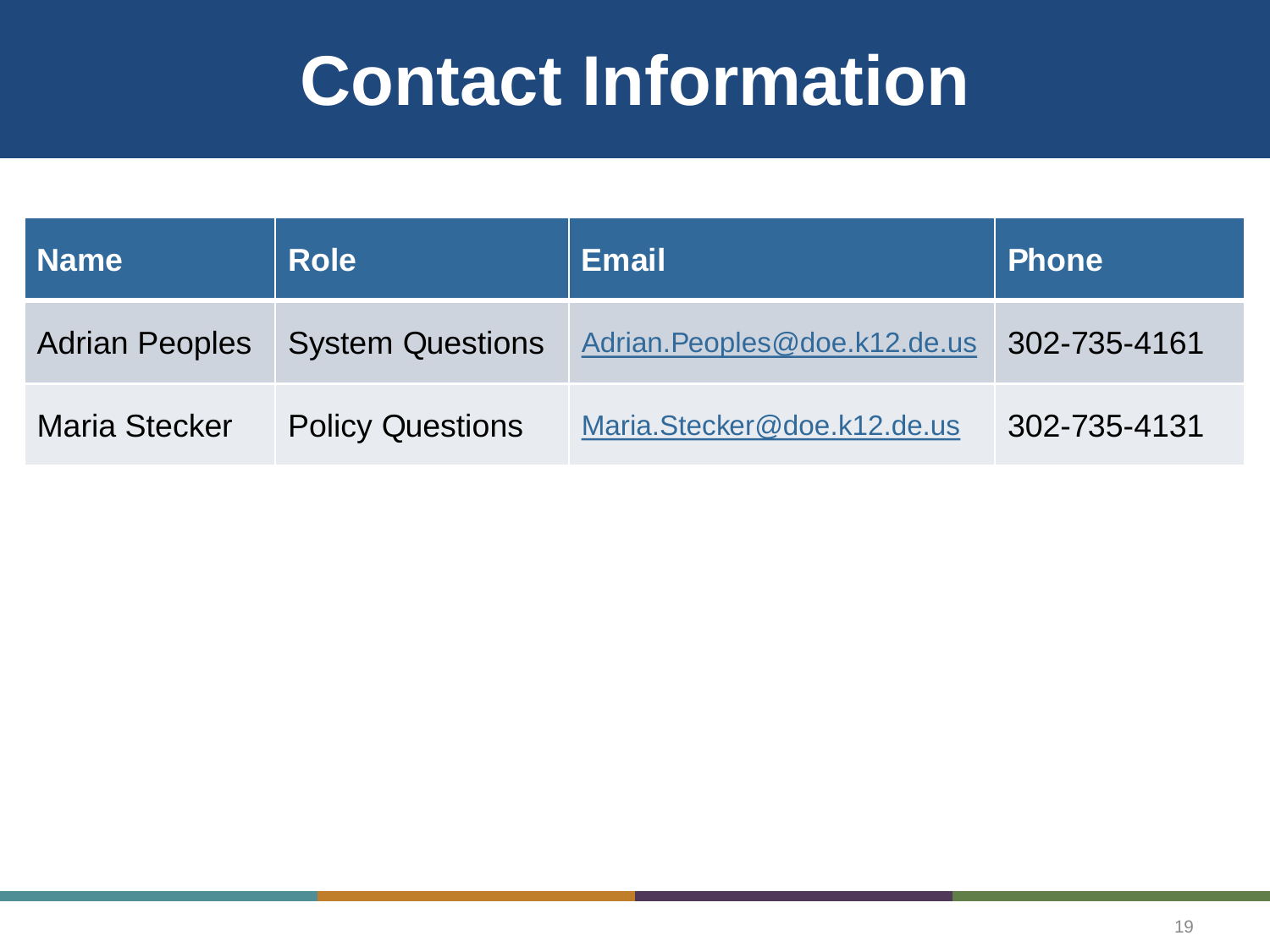# Contact Information

| Name | Role | Email | Phone |
|---|---|---|---|
| Adrian Peoples | System Questions | Adrian.Peoples@doe.k12.de.us | 302-735-4161 |
| Maria Stecker | Policy Questions | Maria.Stecker@doe.k12.de.us | 302-735-4131 |